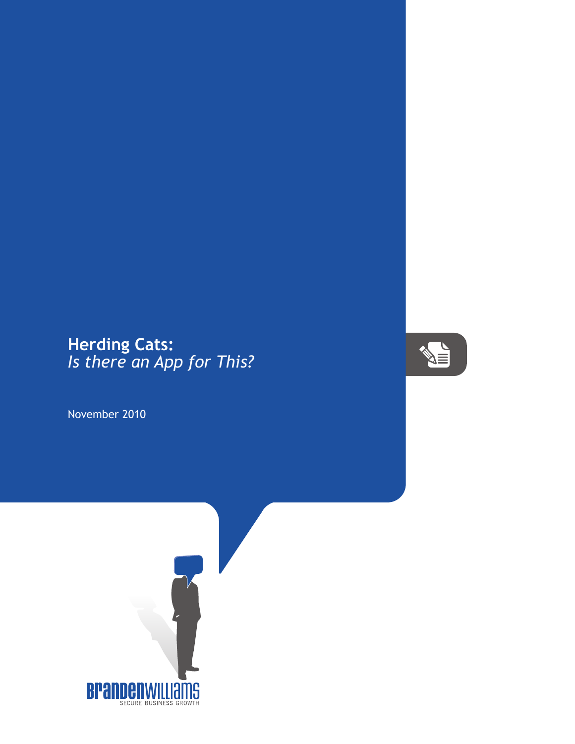# Herding Cats:
## *Is there an App for This?*

November 2010

BRANDENWILLIAMS
SECURE BUSINESS GROWTH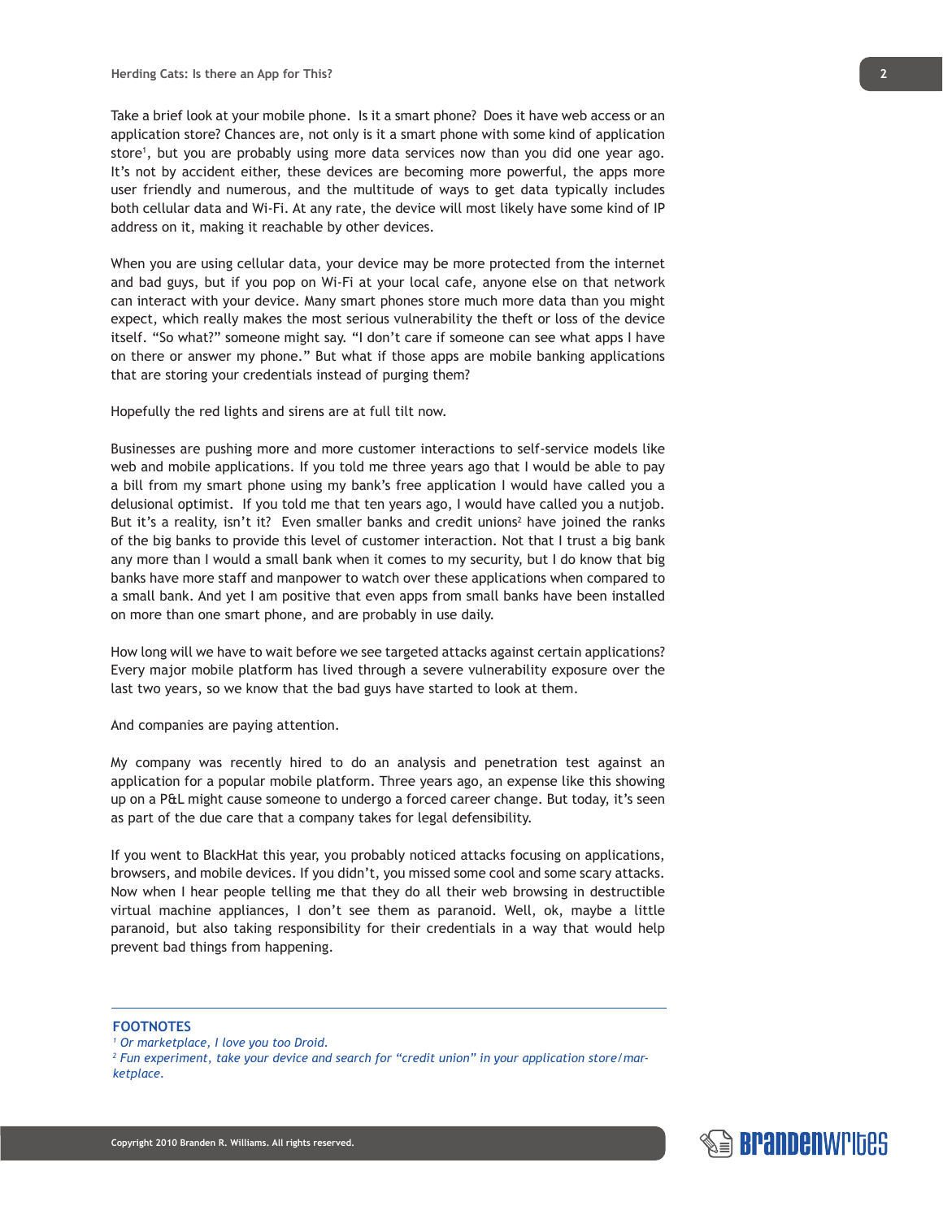Take a brief look at your mobile phone. Is it a smart phone? Does it have web access or an application store? Chances are, not only is it a smart phone with some kind of application store[1], but you are probably using more data services now than you did one year ago. It's not by accident either, these devices are becoming more powerful, the apps more user friendly and numerous, and the multitude of ways to get data typically includes both cellular data and Wi-Fi. At any rate, the device will most likely have some kind of IP address on it, making it reachable by other devices.

When you are using cellular data, your device may be more protected from the internet and bad guys, but if you pop on Wi-Fi at your local cafe, anyone else on that network can interact with your device. Many smart phones store much more data than you might expect, which really makes the most serious vulnerability the theft or loss of the device itself. "So what?" someone might say. "I don't care if someone can see what apps I have on there or answer my phone." But what if those apps are mobile banking applications that are storing your credentials instead of purging them?

Hopefully the red lights and sirens are at full tilt now.

Businesses are pushing more and more customer interactions to self-service models like web and mobile applications. If you told me three years ago that I would be able to pay a bill from my smart phone using my bank's free application I would have called you a delusional optimist. If you told me that ten years ago, I would have called you a nutjob. But it's a reality, isn't it? Even smaller banks and credit unions[2] have joined the ranks of the big banks to provide this level of customer interaction. Not that I trust a big bank any more than I would a small bank when it comes to my security, but I do know that big banks have more staff and manpower to watch over these applications when compared to a small bank. And yet I am positive that even apps from small banks have been installed on more than one smart phone, and are probably in use daily.

How long will we have to wait before we see targeted attacks against certain applications? Every major mobile platform has lived through a severe vulnerability exposure over the last two years, so we know that the bad guys have started to look at them.

And companies are paying attention.

My company was recently hired to do an analysis and penetration test against an application for a popular mobile platform. Three years ago, an expense like this showing up on a P&L might cause someone to undergo a forced career change. But today, it's seen as part of the due care that a company takes for legal defensibility.

If you went to BlackHat this year, you probably noticed attacks focusing on applications, browsers, and mobile devices. If you didn't, you missed some cool and some scary attacks. Now when I hear people telling me that they do all their web browsing in destructible virtual machine appliances, I don't see them as paranoid. Well, ok, maybe a little paranoid, but also taking responsibility for their credentials in a way that would help prevent bad things from happening.

---

**FOOTNOTES**

[1] *Or marketplace, I love you too Droid.*

[2] *Fun experiment, take your device and search for "credit union" in your application store/marketplace.*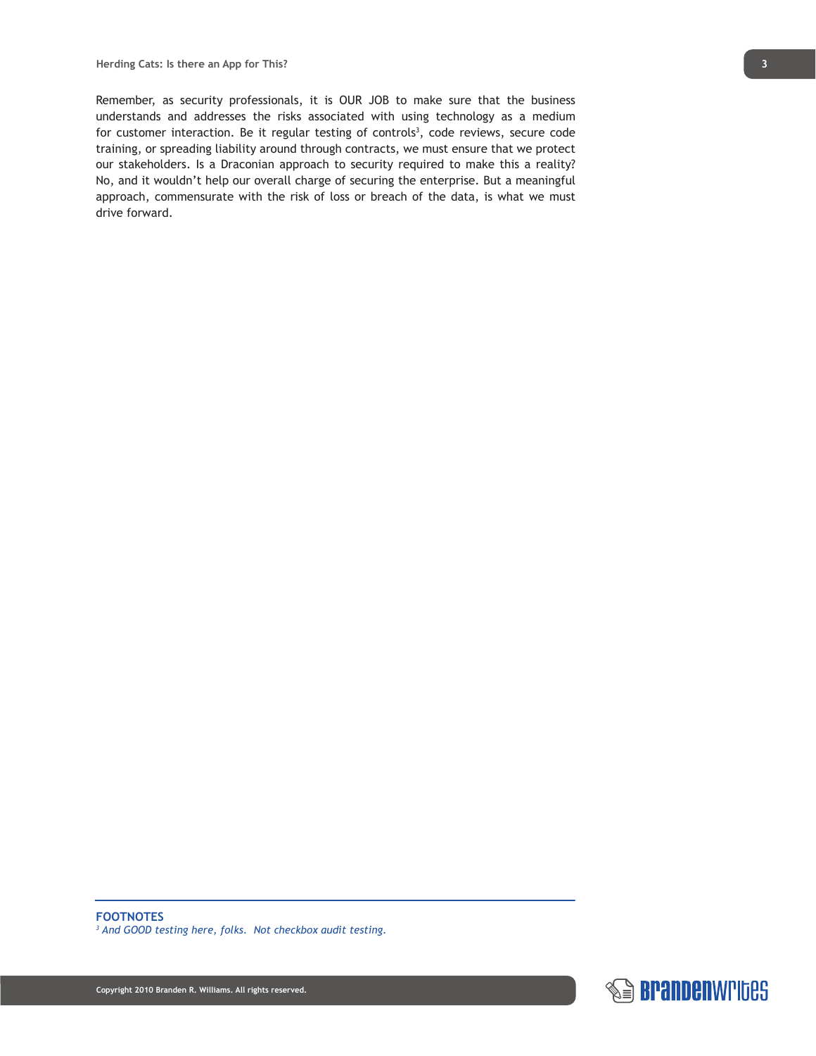Remember, as security professionals, it is OUR JOB to make sure that the business understands and addresses the risks associated with using technology as a medium for customer interaction. Be it regular testing of controls[3], code reviews, secure code training, or spreading liability around through contracts, we must ensure that we protect our stakeholders. Is a Draconian approach to security required to make this a reality? No, and it wouldn't help our overall charge of securing the enterprise. But a meaningful approach, commensurate with the risk of loss or breach of the data, is what we must drive forward.

**FOOTNOTES**

[3] *And GOOD testing here, folks. Not checkbox audit testing.*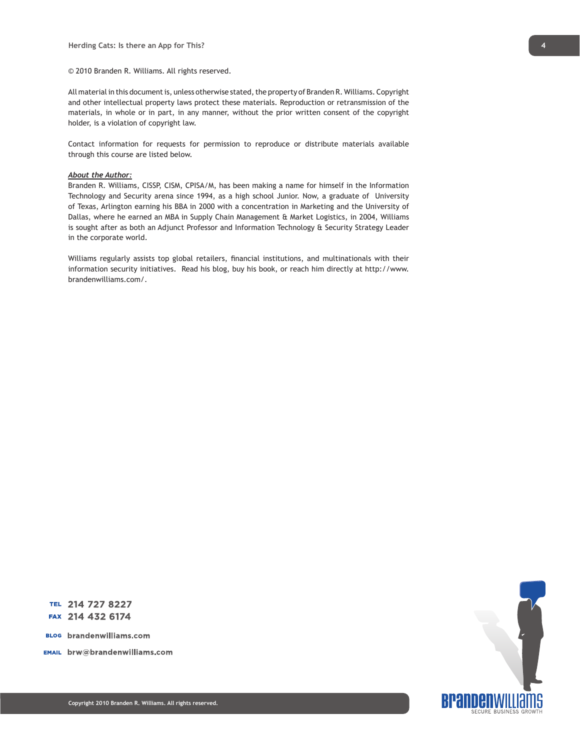© 2010 Branden R. Williams. All rights reserved.

All material in this document is, unless otherwise stated, the property of Branden R. Williams. Copyright and other intellectual property laws protect these materials. Reproduction or retransmission of the materials, in whole or in part, in any manner, without the prior written consent of the copyright holder, is a violation of copyright law.

Contact information for requests for permission to reproduce or distribute materials available through this course are listed below.

***About the Author:***

Branden R. Williams, CISSP, CISM, CPISA/M, has been making a name for himself in the Information Technology and Security arena since 1994, as a high school Junior. Now, a graduate of University of Texas, Arlington earning his BBA in 2000 with a concentration in Marketing and the University of Dallas, where he earned an MBA in Supply Chain Management & Market Logistics, in 2004, Williams is sought after as both an Adjunct Professor and Information Technology & Security Strategy Leader in the corporate world.

Williams regularly assists top global retailers, financial institutions, and multinationals with their information security initiatives. Read his blog, buy his book, or reach him directly at http://www.brandenwilliams.com/.

**TEL** 214 727 8227
**FAX** 214 432 6174

**BLOG** brandenwilliams.com

**EMAIL** brw@brandenwilliams.com

BrandenWilliams
SECURE BUSINESS GROWTH